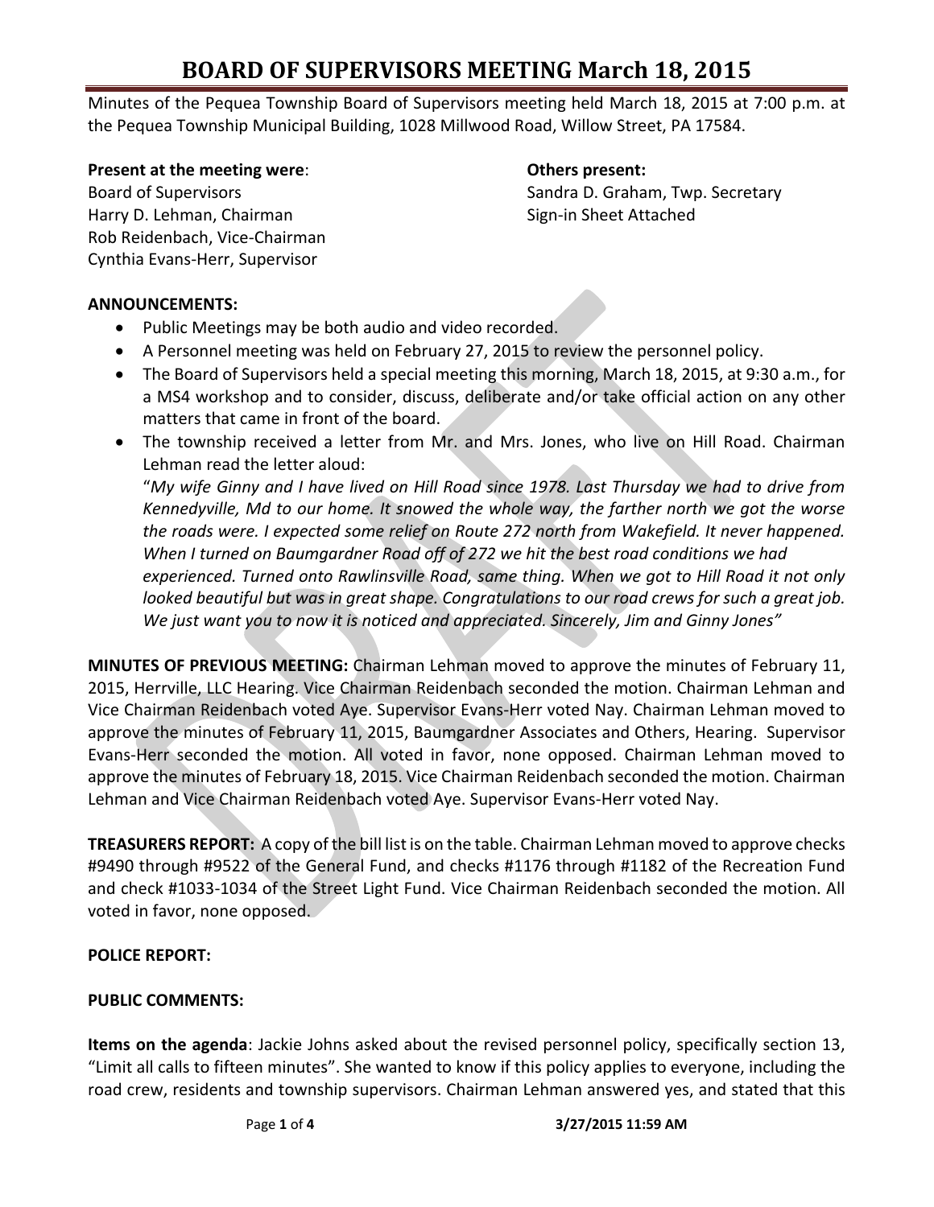# BOARD OF SUPERVISORS MEETING March 18, 2015

Minutes of the Pequea Township Board of Supervisors meeting held March 18, 2015 at 7:00 p.m. at the Pequea Township Municipal Building, 1028 Millwood Road, Willow Street, PA 17584.

**Present at the meeting were**:
Board of Supervisors
Harry D. Lehman, Chairman
Rob Reidenbach, Vice-Chairman
Cynthia Evans-Herr, Supervisor

**Others present:**
Sandra D. Graham, Twp. Secretary
Sign-in Sheet Attached

**ANNOUNCEMENTS:**

- Public Meetings may be both audio and video recorded.
- A Personnel meeting was held on February 27, 2015 to review the personnel policy.
- The Board of Supervisors held a special meeting this morning, March 18, 2015, at 9:30 a.m., for a MS4 workshop and to consider, discuss, deliberate and/or take official action on any other matters that came in front of the board.
- The township received a letter from Mr. and Mrs. Jones, who live on Hill Road. Chairman Lehman read the letter aloud:
  "*My wife Ginny and I have lived on Hill Road since 1978. Last Thursday we had to drive from Kennedyville, Md to our home. It snowed the whole way, the farther north we got the worse the roads were. I expected some relief on Route 272 north from Wakefield. It never happened. When I turned on Baumgardner Road off of 272 we hit the best road conditions we had experienced. Turned onto Rawlinsville Road, same thing. When we got to Hill Road it not only looked beautiful but was in great shape. Congratulations to our road crews for such a great job. We just want you to now it is noticed and appreciated. Sincerely, Jim and Ginny Jones"*

**MINUTES OF PREVIOUS MEETING:** Chairman Lehman moved to approve the minutes of February 11, 2015, Herrville, LLC Hearing. Vice Chairman Reidenbach seconded the motion. Chairman Lehman and Vice Chairman Reidenbach voted Aye. Supervisor Evans-Herr voted Nay. Chairman Lehman moved to approve the minutes of February 11, 2015, Baumgardner Associates and Others, Hearing. Supervisor Evans-Herr seconded the motion. All voted in favor, none opposed. Chairman Lehman moved to approve the minutes of February 18, 2015. Vice Chairman Reidenbach seconded the motion. Chairman Lehman and Vice Chairman Reidenbach voted Aye. Supervisor Evans-Herr voted Nay.

**TREASURERS REPORT:** A copy of the bill list is on the table. Chairman Lehman moved to approve checks #9490 through #9522 of the General Fund, and checks #1176 through #1182 of the Recreation Fund and check #1033-1034 of the Street Light Fund. Vice Chairman Reidenbach seconded the motion. All voted in favor, none opposed.

**POLICE REPORT:**

**PUBLIC COMMENTS:**

**Items on the agenda**: Jackie Johns asked about the revised personnel policy, specifically section 13, "Limit all calls to fifteen minutes". She wanted to know if this policy applies to everyone, including the road crew, residents and township supervisors. Chairman Lehman answered yes, and stated that this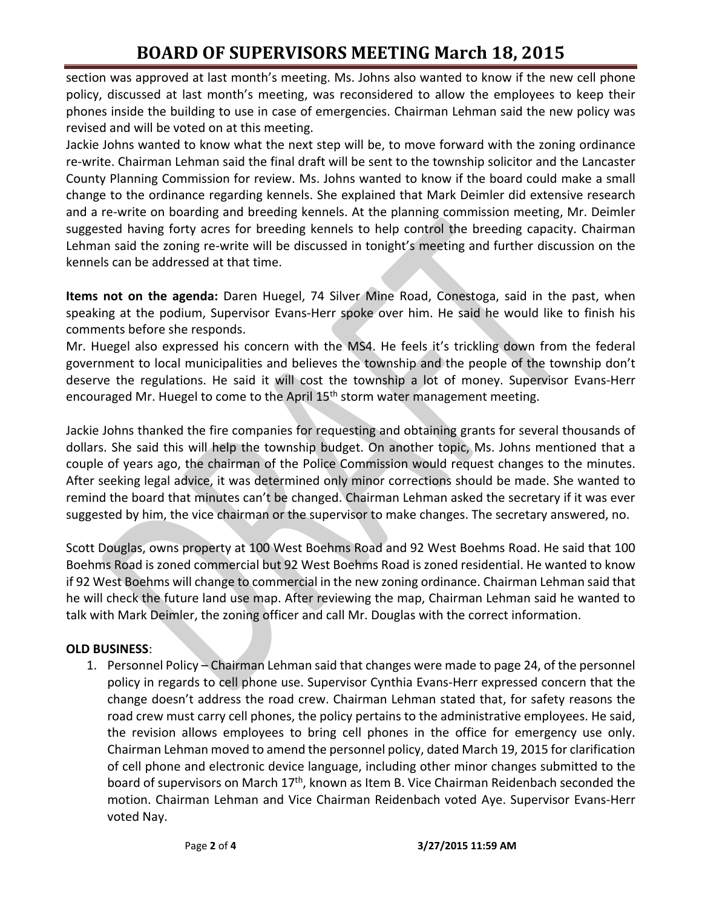section was approved at last month's meeting. Ms. Johns also wanted to know if the new cell phone policy, discussed at last month's meeting, was reconsidered to allow the employees to keep their phones inside the building to use in case of emergencies. Chairman Lehman said the new policy was revised and will be voted on at this meeting.

Jackie Johns wanted to know what the next step will be, to move forward with the zoning ordinance re-write. Chairman Lehman said the final draft will be sent to the township solicitor and the Lancaster County Planning Commission for review. Ms. Johns wanted to know if the board could make a small change to the ordinance regarding kennels. She explained that Mark Deimler did extensive research and a re-write on boarding and breeding kennels. At the planning commission meeting, Mr. Deimler suggested having forty acres for breeding kennels to help control the breeding capacity. Chairman Lehman said the zoning re-write will be discussed in tonight's meeting and further discussion on the kennels can be addressed at that time.

**Items not on the agenda:** Daren Huegel, 74 Silver Mine Road, Conestoga, said in the past, when speaking at the podium, Supervisor Evans-Herr spoke over him. He said he would like to finish his comments before she responds.

Mr. Huegel also expressed his concern with the MS4. He feels it's trickling down from the federal government to local municipalities and believes the township and the people of the township don't deserve the regulations. He said it will cost the township a lot of money. Supervisor Evans-Herr encouraged Mr. Huegel to come to the April 15th storm water management meeting.

Jackie Johns thanked the fire companies for requesting and obtaining grants for several thousands of dollars. She said this will help the township budget. On another topic, Ms. Johns mentioned that a couple of years ago, the chairman of the Police Commission would request changes to the minutes. After seeking legal advice, it was determined only minor corrections should be made. She wanted to remind the board that minutes can't be changed. Chairman Lehman asked the secretary if it was ever suggested by him, the vice chairman or the supervisor to make changes. The secretary answered, no.

Scott Douglas, owns property at 100 West Boehms Road and 92 West Boehms Road. He said that 100 Boehms Road is zoned commercial but 92 West Boehms Road is zoned residential. He wanted to know if 92 West Boehms will change to commercial in the new zoning ordinance. Chairman Lehman said that he will check the future land use map. After reviewing the map, Chairman Lehman said he wanted to talk with Mark Deimler, the zoning officer and call Mr. Douglas with the correct information.

**OLD BUSINESS**:

1. Personnel Policy – Chairman Lehman said that changes were made to page 24, of the personnel policy in regards to cell phone use. Supervisor Cynthia Evans-Herr expressed concern that the change doesn't address the road crew. Chairman Lehman stated that, for safety reasons the road crew must carry cell phones, the policy pertains to the administrative employees. He said, the revision allows employees to bring cell phones in the office for emergency use only. Chairman Lehman moved to amend the personnel policy, dated March 19, 2015 for clarification of cell phone and electronic device language, including other minor changes submitted to the board of supervisors on March 17th, known as Item B. Vice Chairman Reidenbach seconded the motion. Chairman Lehman and Vice Chairman Reidenbach voted Aye. Supervisor Evans-Herr voted Nay.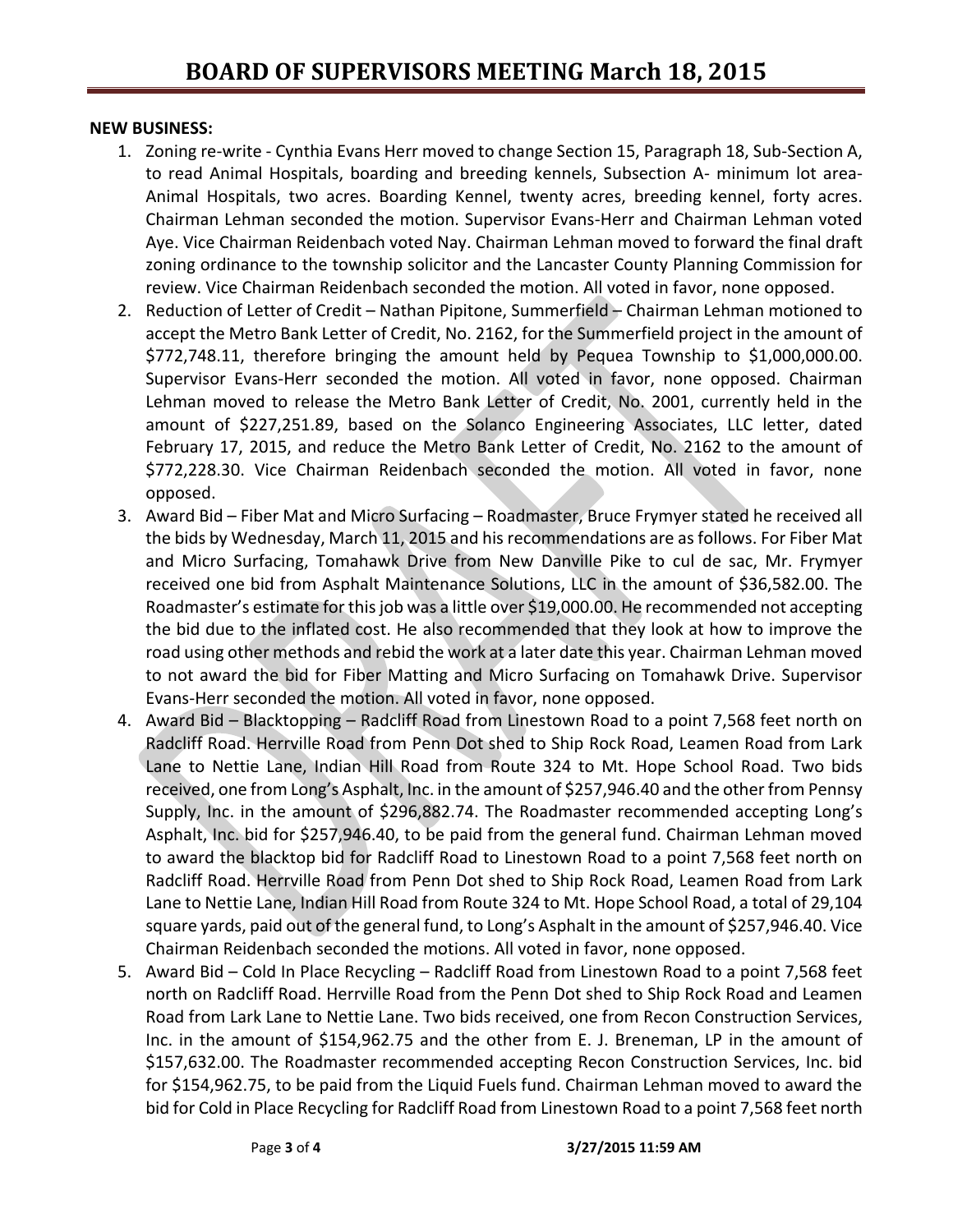# BOARD OF SUPERVISORS MEETING March 18, 2015

**NEW BUSINESS:**

1. Zoning re-write - Cynthia Evans Herr moved to change Section 15, Paragraph 18, Sub-Section A, to read Animal Hospitals, boarding and breeding kennels, Subsection A- minimum lot area- Animal Hospitals, two acres. Boarding Kennel, twenty acres, breeding kennel, forty acres. Chairman Lehman seconded the motion. Supervisor Evans-Herr and Chairman Lehman voted Aye. Vice Chairman Reidenbach voted Nay. Chairman Lehman moved to forward the final draft zoning ordinance to the township solicitor and the Lancaster County Planning Commission for review. Vice Chairman Reidenbach seconded the motion. All voted in favor, none opposed.
2. Reduction of Letter of Credit – Nathan Pipitone, Summerfield – Chairman Lehman motioned to accept the Metro Bank Letter of Credit, No. 2162, for the Summerfield project in the amount of $772,748.11, therefore bringing the amount held by Pequea Township to $1,000,000.00. Supervisor Evans-Herr seconded the motion. All voted in favor, none opposed. Chairman Lehman moved to release the Metro Bank Letter of Credit, No. 2001, currently held in the amount of $227,251.89, based on the Solanco Engineering Associates, LLC letter, dated February 17, 2015, and reduce the Metro Bank Letter of Credit, No. 2162 to the amount of $772,228.30. Vice Chairman Reidenbach seconded the motion. All voted in favor, none opposed.
3. Award Bid – Fiber Mat and Micro Surfacing – Roadmaster, Bruce Frymyer stated he received all the bids by Wednesday, March 11, 2015 and his recommendations are as follows. For Fiber Mat and Micro Surfacing, Tomahawk Drive from New Danville Pike to cul de sac, Mr. Frymyer received one bid from Asphalt Maintenance Solutions, LLC in the amount of $36,582.00. The Roadmaster's estimate for this job was a little over $19,000.00. He recommended not accepting the bid due to the inflated cost. He also recommended that they look at how to improve the road using other methods and rebid the work at a later date this year. Chairman Lehman moved to not award the bid for Fiber Matting and Micro Surfacing on Tomahawk Drive. Supervisor Evans-Herr seconded the motion. All voted in favor, none opposed.
4. Award Bid – Blacktopping – Radcliff Road from Linestown Road to a point 7,568 feet north on Radcliff Road. Herrville Road from Penn Dot shed to Ship Rock Road, Leamen Road from Lark Lane to Nettie Lane, Indian Hill Road from Route 324 to Mt. Hope School Road. Two bids received, one from Long's Asphalt, Inc. in the amount of $257,946.40 and the other from Pennsy Supply, Inc. in the amount of $296,882.74. The Roadmaster recommended accepting Long's Asphalt, Inc. bid for $257,946.40, to be paid from the general fund. Chairman Lehman moved to award the blacktop bid for Radcliff Road to Linestown Road to a point 7,568 feet north on Radcliff Road. Herrville Road from Penn Dot shed to Ship Rock Road, Leamen Road from Lark Lane to Nettie Lane, Indian Hill Road from Route 324 to Mt. Hope School Road, a total of 29,104 square yards, paid out of the general fund, to Long's Asphalt in the amount of $257,946.40. Vice Chairman Reidenbach seconded the motions. All voted in favor, none opposed.
5. Award Bid – Cold In Place Recycling – Radcliff Road from Linestown Road to a point 7,568 feet north on Radcliff Road. Herrville Road from the Penn Dot shed to Ship Rock Road and Leamen Road from Lark Lane to Nettie Lane. Two bids received, one from Recon Construction Services, Inc. in the amount of $154,962.75 and the other from E. J. Breneman, LP in the amount of $157,632.00. The Roadmaster recommended accepting Recon Construction Services, Inc. bid for $154,962.75, to be paid from the Liquid Fuels fund. Chairman Lehman moved to award the bid for Cold in Place Recycling for Radcliff Road from Linestown Road to a point 7,568 feet north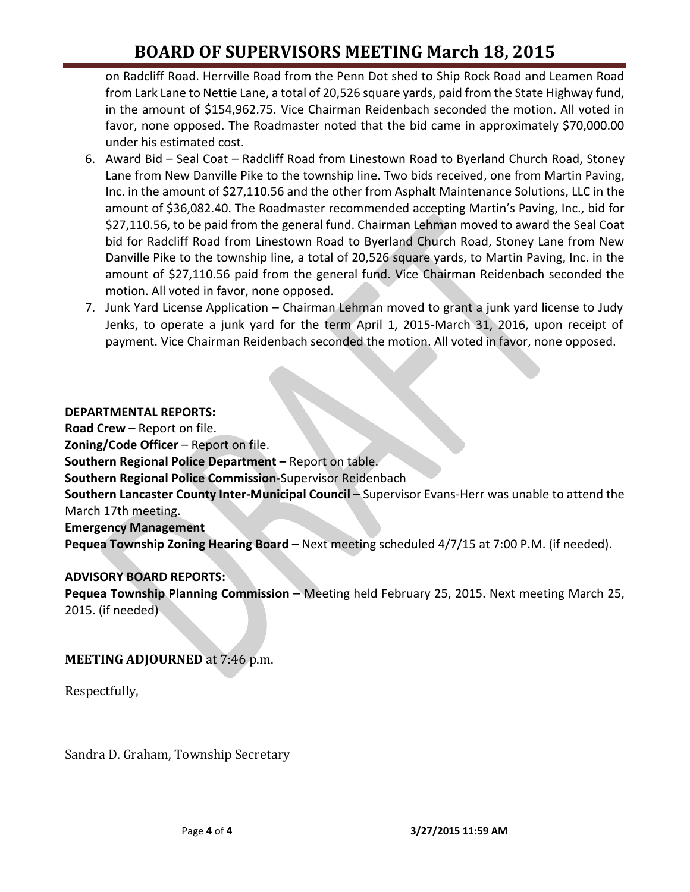on Radcliff Road. Herrville Road from the Penn Dot shed to Ship Rock Road and Leamen Road from Lark Lane to Nettie Lane, a total of 20,526 square yards, paid from the State Highway fund, in the amount of $154,962.75. Vice Chairman Reidenbach seconded the motion. All voted in favor, none opposed. The Roadmaster noted that the bid came in approximately $70,000.00 under his estimated cost.

6. Award Bid – Seal Coat – Radcliff Road from Linestown Road to Byerland Church Road, Stoney Lane from New Danville Pike to the township line. Two bids received, one from Martin Paving, Inc. in the amount of $27,110.56 and the other from Asphalt Maintenance Solutions, LLC in the amount of $36,082.40. The Roadmaster recommended accepting Martin's Paving, Inc., bid for $27,110.56, to be paid from the general fund. Chairman Lehman moved to award the Seal Coat bid for Radcliff Road from Linestown Road to Byerland Church Road, Stoney Lane from New Danville Pike to the township line, a total of 20,526 square yards, to Martin Paving, Inc. in the amount of $27,110.56 paid from the general fund. Vice Chairman Reidenbach seconded the motion. All voted in favor, none opposed.
7. Junk Yard License Application – Chairman Lehman moved to grant a junk yard license to Judy Jenks, to operate a junk yard for the term April 1, 2015-March 31, 2016, upon receipt of payment. Vice Chairman Reidenbach seconded the motion. All voted in favor, none opposed.

**DEPARTMENTAL REPORTS:**

**Road Crew** – Report on file.

**Zoning/Code Officer** – Report on file.

**Southern Regional Police Department –** Report on table.

**Southern Regional Police Commission-**Supervisor Reidenbach

**Southern Lancaster County Inter-Municipal Council –** Supervisor Evans-Herr was unable to attend the March 17th meeting.

**Emergency Management**

**Pequea Township Zoning Hearing Board** – Next meeting scheduled 4/7/15 at 7:00 P.M. (if needed).

**ADVISORY BOARD REPORTS:**

**Pequea Township Planning Commission** – Meeting held February 25, 2015. Next meeting March 25, 2015. (if needed)

**MEETING ADJOURNED** at 7:46 p.m.

Respectfully,

Sandra D. Graham, Township Secretary